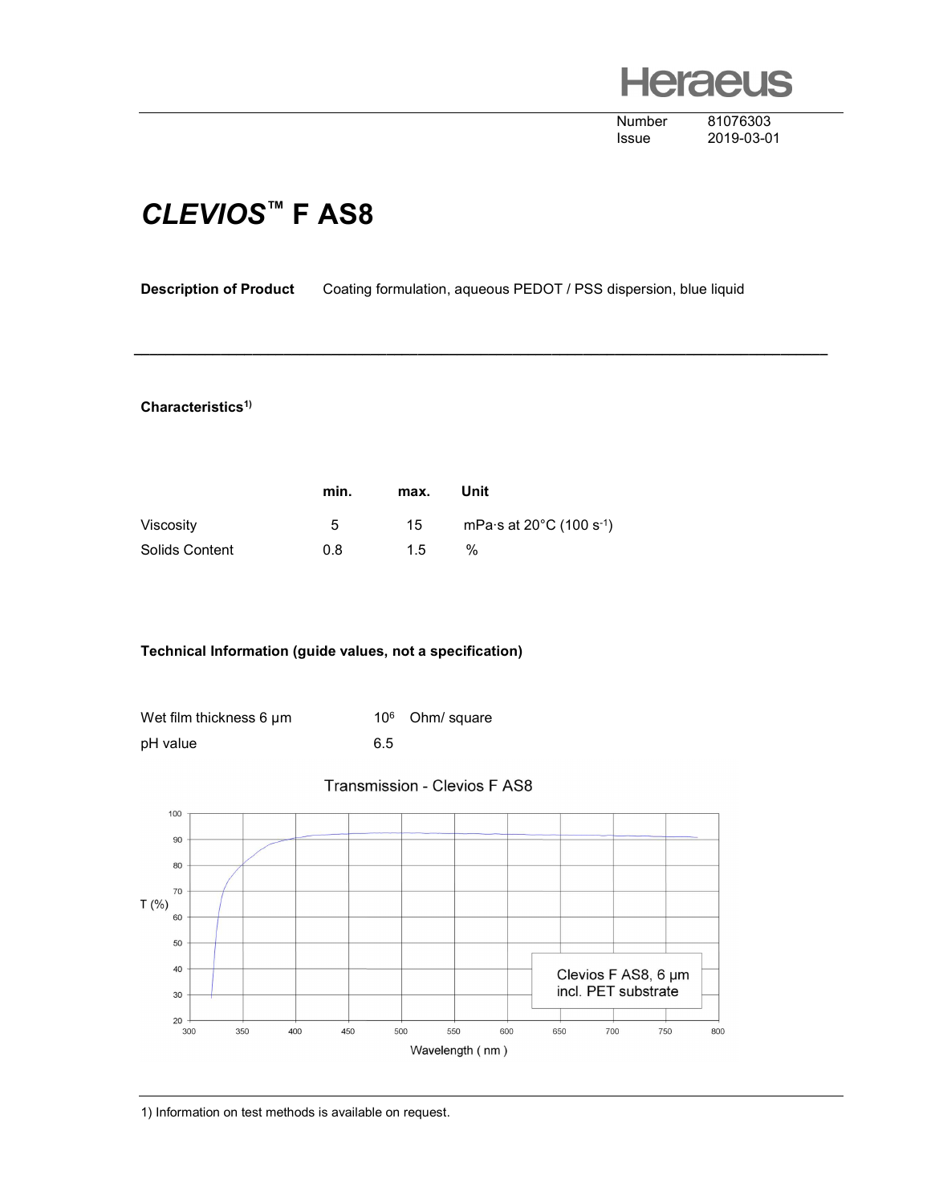Number 81076303
Issue 2019-03-01

# *CLEVIOS*™ F AS8

**Description of Product** Coating formulation, aqueous PEDOT / PSS dispersion, blue liquid

---

**Characteristics**[1)]

| | min. | max. | Unit |
|---|---|---|---|
| Viscosity | 5 | 15 | mPa·s at 20°C (100 $s^{-1}$) |
| Solids Content | 0.8 | 1.5 | % |

**Technical Information (guide values, not a specification)**

| | | |
|---|---|---|
| Wet film thickness 6 µm | $10^6$ | Ohm/ square |
| pH value | 6.5 | |

Transmission - Clevios F AS8

T (%)

100
90
80
70
60
50
40
30
20

300 350 400 450 500 550 600 650 700 750 800

Wavelength ( nm )

Clevios F AS8, 6 µm
incl. PET substrate

---

1) Information on test methods is available on request.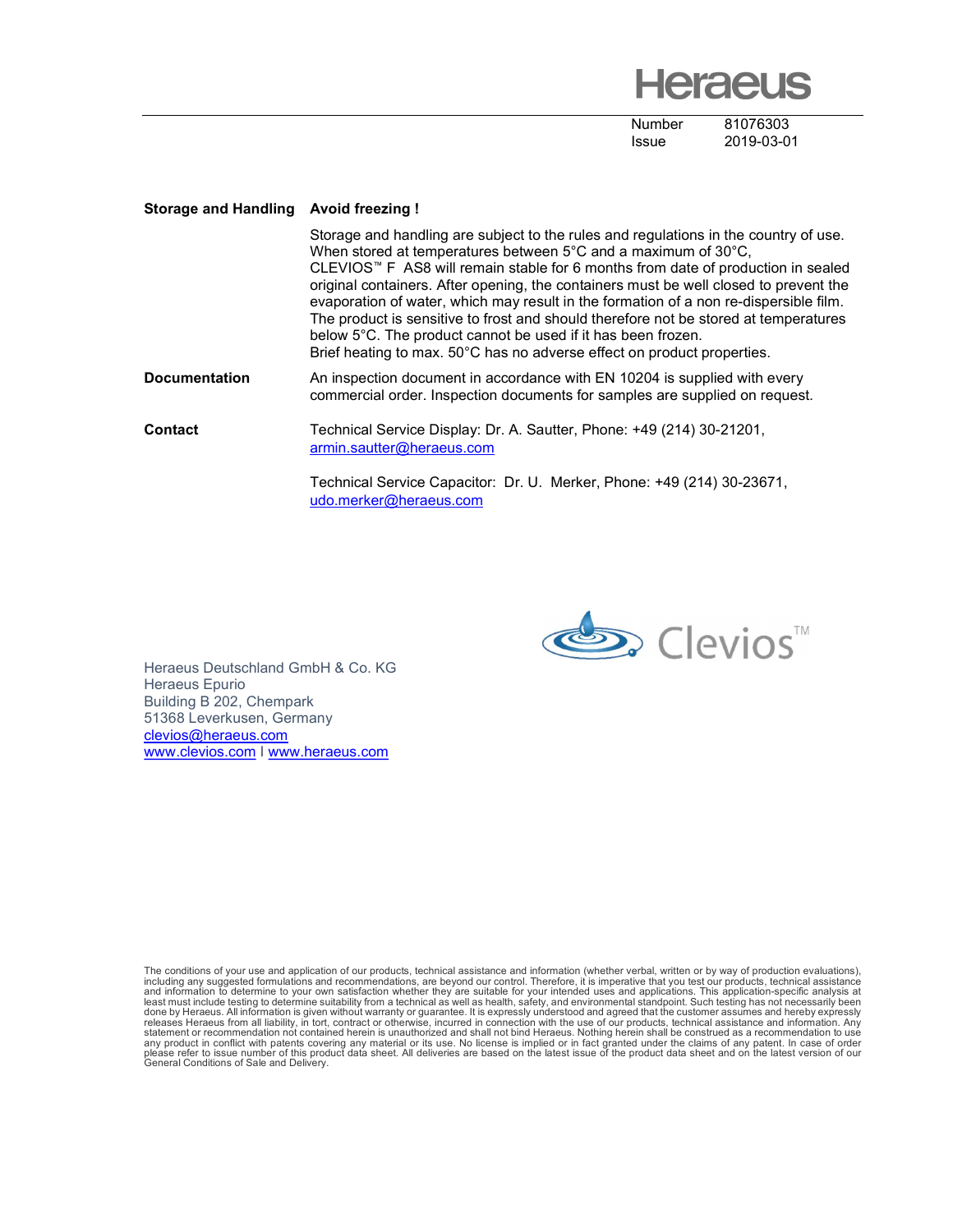Number 81076303
Issue 2019-03-01

**Storage and Handling** **Avoid freezing !**

Storage and handling are subject to the rules and regulations in the country of use. When stored at temperatures between 5°C and a maximum of 30°C, CLEVIOS™ F AS8 will remain stable for 6 months from date of production in sealed original containers. After opening, the containers must be well closed to prevent the evaporation of water, which may result in the formation of a non re-dispersible film. The product is sensitive to frost and should therefore not be stored at temperatures below 5°C. The product cannot be used if it has been frozen.
Brief heating to max. 50°C has no adverse effect on product properties.

**Documentation**

An inspection document in accordance with EN 10204 is supplied with every commercial order. Inspection documents for samples are supplied on request.

**Contact**

Technical Service Display: Dr. A. Sautter, Phone: +49 (214) 30-21201, armin.sautter@heraeus.com

Technical Service Capacitor: Dr. U. Merker, Phone: +49 (214) 30-23671, udo.merker@heraeus.com

Heraeus Deutschland GmbH & Co. KG
Heraeus Epurio
Building B 202, Chempark
51368 Leverkusen, Germany
clevios@heraeus.com
www.clevios.com I www.heraeus.com

The conditions of your use and application of our products, technical assistance and information (whether verbal, written or by way of production evaluations), including any suggested formulations and recommendations, are beyond our control. Therefore, it is imperative that you test our products, technical assistance and information to determine to your own satisfaction whether they are suitable for your intended uses and applications. This application-specific analysis at least must include testing to determine suitability from a technical as well as health, safety, and environmental standpoint. Such testing has not necessarily been done by Heraeus. All information is given without warranty or guarantee. It is expressly understood and agreed that the customer assumes and hereby expressly releases Heraeus from all liability, in tort, contract or otherwise, incurred in connection with the use of our products, technical assistance and information. Any statement or recommendation not contained herein is unauthorized and shall not bind Heraeus. Nothing herein shall be construed as a recommendation to use any product in conflict with patents covering any material or its use. No license is implied or in fact granted under the claims of any patent. In case of order please refer to issue number of this product data sheet. All deliveries are based on the latest issue of the product data sheet and on the latest version of our General Conditions of Sale and Delivery.